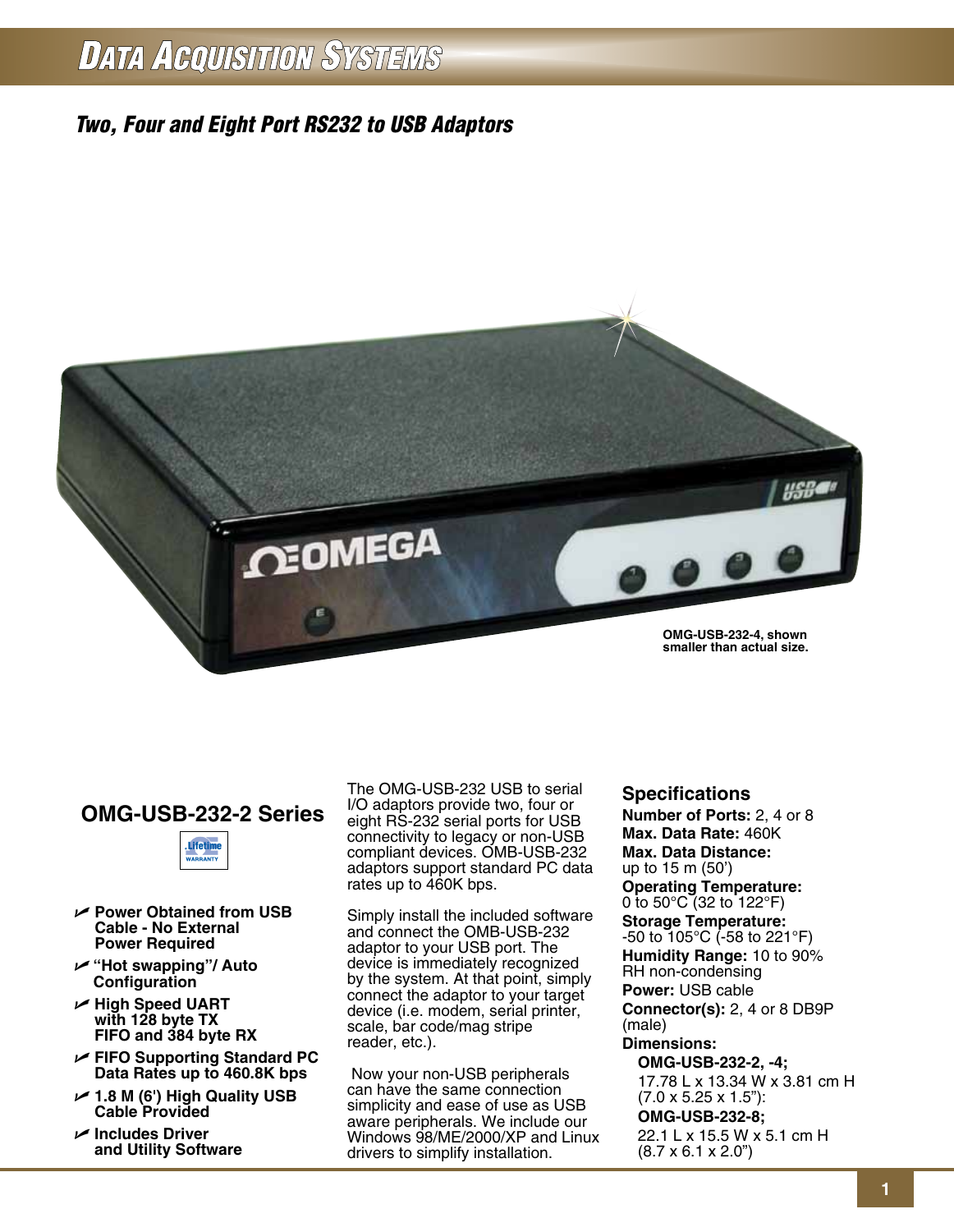# Data Acquisition Systems

## *Two, Four and Eight Port RS232 to USB Adaptors*

OMG-USB-232-4, shown smaller than actual size.

## OMG-USB-232-2 Series

Lifetime WARRANTY

- **Power Obtained from USB Cable - No External Power Required**
- **"Hot swapping"/ Auto Configuration**
- **High Speed UART with 128 byte TX FIFO and 384 byte RX**
- **FIFO Supporting Standard PC Data Rates up to 460.8K bps**
- **1.8 M (6') High Quality USB Cable Provided**
- **Includes Driver and Utility Software**

The OMG-USB-232 USB to serial I/O adaptors provide two, four or eight RS-232 serial ports for USB connectivity to legacy or non-USB compliant devices. OMB-USB-232 adaptors support standard PC data rates up to 460K bps.

Simply install the included software and connect the OMB-USB-232 adaptor to your USB port. The device is immediately recognized by the system. At that point, simply connect the adaptor to your target device (i.e. modem, serial printer, scale, bar code/mag stripe reader, etc.).

Now your non-USB peripherals can have the same connection simplicity and ease of use as USB aware peripherals. We include our Windows 98/ME/2000/XP and Linux drivers to simplify installation.

### Specifications

**Number of Ports:** 2, 4 or 8
**Max. Data Rate:** 460K
**Max. Data Distance:** up to 15 m (50')
**Operating Temperature:** 0 to 50°C (32 to 122°F)
**Storage Temperature:** -50 to 105°C (-58 to 221°F)
**Humidity Range:** 10 to 90% RH non-condensing
**Power:** USB cable
**Connector(s):** 2, 4 or 8 DB9P (male)
**Dimensions:**
**OMG-USB-232-2, -4;** 17.78 L x 13.34 W x 3.81 cm H (7.0 x 5.25 x 1.5"):
**OMG-USB-232-8;** 22.1 L x 15.5 W x 5.1 cm H (8.7 x 6.1 x 2.0")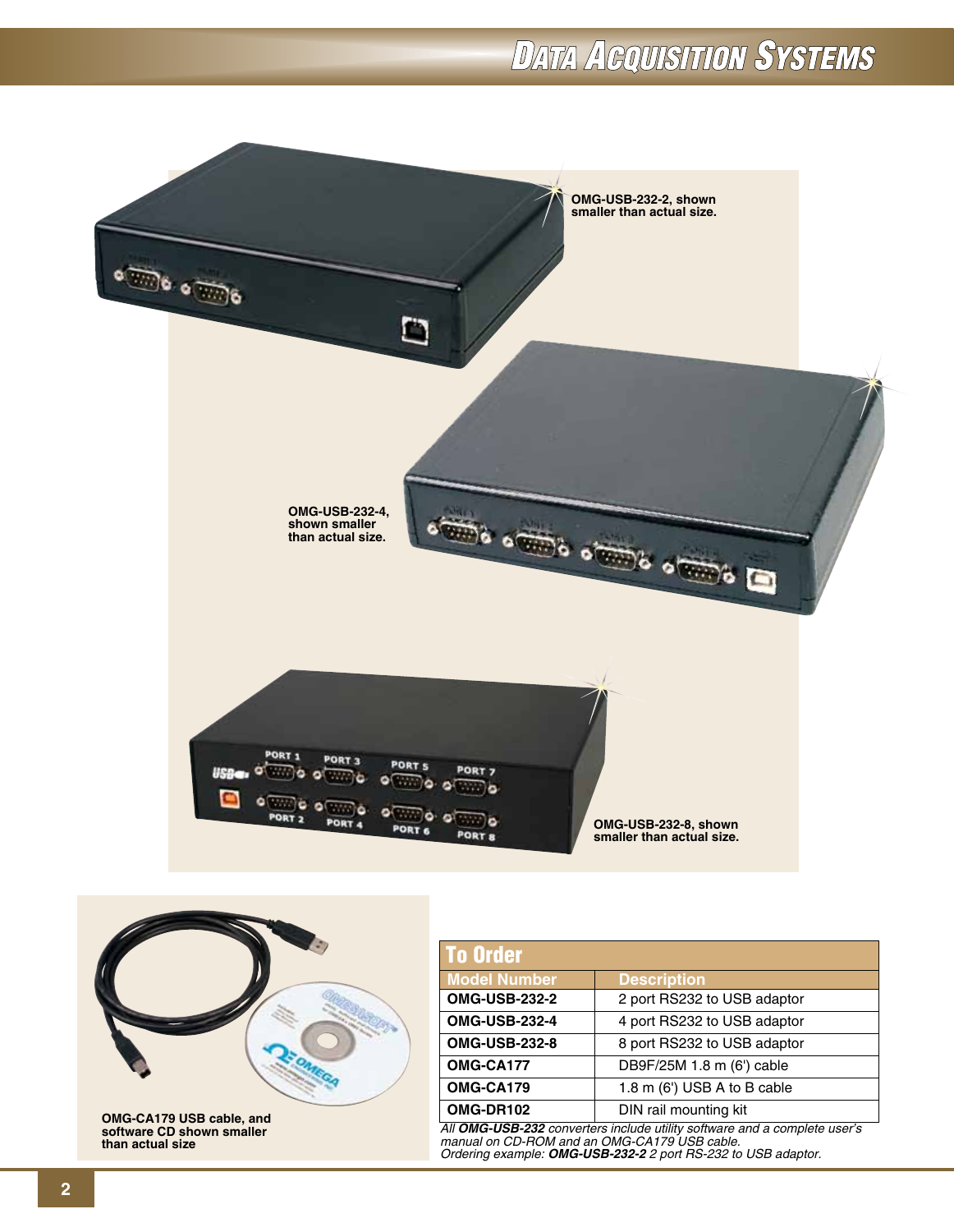OMG-USB-232-2, shown smaller than actual size.

OMG-USB-232-4, shown smaller than actual size.

OMG-USB-232-8, shown smaller than actual size.

OMG-CA179 USB cable, and software CD shown smaller than actual size

## To Order

| Model Number | Description |
|---|---|
| **OMG-USB-232-2** | 2 port RS232 to USB adaptor |
| **OMG-USB-232-4** | 4 port RS232 to USB adaptor |
| **OMG-USB-232-8** | 8 port RS232 to USB adaptor |
| **OMG-CA177** | DB9F/25M 1.8 m (6') cable |
| **OMG-CA179** | 1.8 m (6') USB A to B cable |
| **OMG-DR102** | DIN rail mounting kit |

*All **OMG-USB-232** converters include utility software and a complete user's manual on CD-ROM and an OMG-CA179 USB cable.*
*Ordering example: **OMG-USB-232-2** 2 port RS-232 to USB adaptor.*